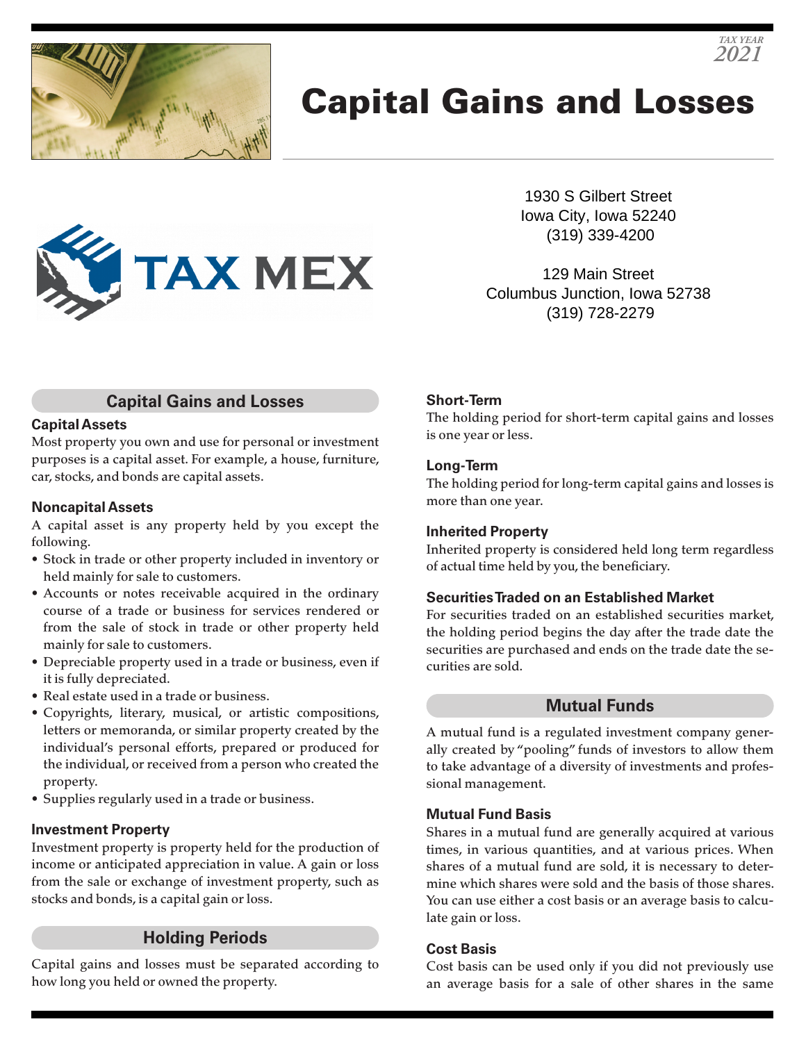TAX YEAR
2021

# Capital Gains and Losses

1930 S Gilbert Street
Iowa City, Iowa 52240
(319) 339-4200

129 Main Street
Columbus Junction, Iowa 52738
(319) 728-2279

## Capital Gains and Losses

### Capital Assets

Most property you own and use for personal or investment purposes is a capital asset. For example, a house, furniture, car, stocks, and bonds are capital assets.

### Noncapital Assets

A capital asset is any property held by you except the following.

- Stock in trade or other property included in inventory or held mainly for sale to customers.
- Accounts or notes receivable acquired in the ordinary course of a trade or business for services rendered or from the sale of stock in trade or other property held mainly for sale to customers.
- Depreciable property used in a trade or business, even if it is fully depreciated.
- Real estate used in a trade or business.
- Copyrights, literary, musical, or artistic compositions, letters or memoranda, or similar property created by the individual's personal efforts, prepared or produced for the individual, or received from a person who created the property.
- Supplies regularly used in a trade or business.

### Investment Property

Investment property is property held for the production of income or anticipated appreciation in value. A gain or loss from the sale or exchange of investment property, such as stocks and bonds, is a capital gain or loss.

## Holding Periods

Capital gains and losses must be separated according to how long you held or owned the property.

### Short-Term

The holding period for short-term capital gains and losses is one year or less.

### Long-Term

The holding period for long-term capital gains and losses is more than one year.

### Inherited Property

Inherited property is considered held long term regardless of actual time held by you, the beneficiary.

### Securities Traded on an Established Market

For securities traded on an established securities market, the holding period begins the day after the trade date the securities are purchased and ends on the trade date the securities are sold.

## Mutual Funds

A mutual fund is a regulated investment company generally created by "pooling" funds of investors to allow them to take advantage of a diversity of investments and professional management.

### Mutual Fund Basis

Shares in a mutual fund are generally acquired at various times, in various quantities, and at various prices. When shares of a mutual fund are sold, it is necessary to determine which shares were sold and the basis of those shares. You can use either a cost basis or an average basis to calculate gain or loss.

### Cost Basis

Cost basis can be used only if you did not previously use an average basis for a sale of other shares in the same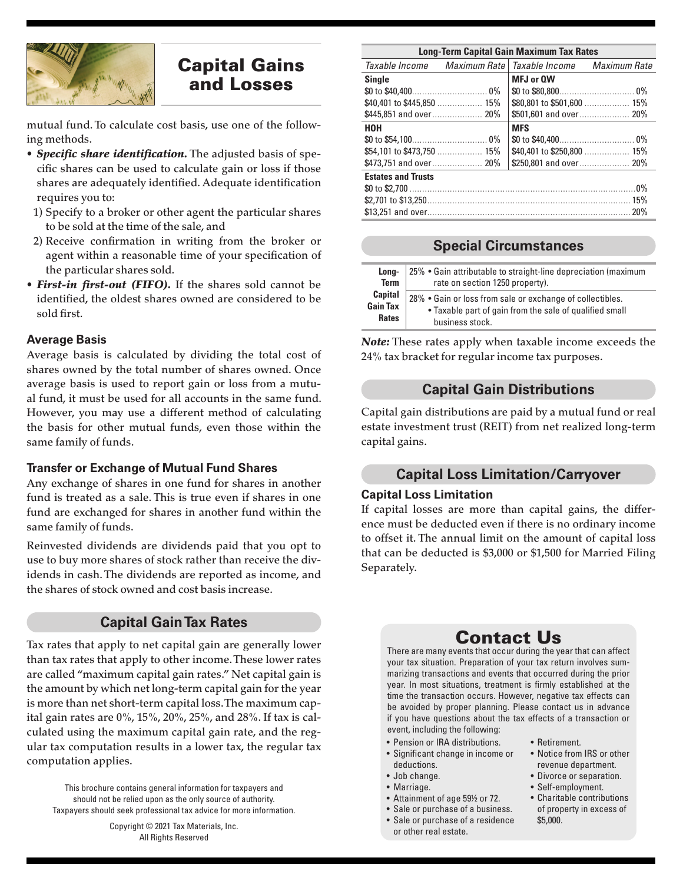# Capital Gains and Losses

mutual fund. To calculate cost basis, use one of the following methods.

- ***Specific share identification.*** The adjusted basis of specific shares can be used to calculate gain or loss if those shares are adequately identified. Adequate identification requires you to:
  1) Specify to a broker or other agent the particular shares to be sold at the time of the sale, and
  2) Receive confirmation in writing from the broker or agent within a reasonable time of your specification of the particular shares sold.
- ***First-in first-out (FIFO).*** If the shares sold cannot be identified, the oldest shares owned are considered to be sold first.

### Average Basis

Average basis is calculated by dividing the total cost of shares owned by the total number of shares owned. Once average basis is used to report gain or loss from a mutual fund, it must be used for all accounts in the same fund. However, you may use a different method of calculating the basis for other mutual funds, even those within the same family of funds.

### Transfer or Exchange of Mutual Fund Shares

Any exchange of shares in one fund for shares in another fund is treated as a sale. This is true even if shares in one fund are exchanged for shares in another fund within the same family of funds.

Reinvested dividends are dividends paid that you opt to use to buy more shares of stock rather than receive the dividends in cash. The dividends are reported as income, and the shares of stock owned and cost basis increase.

## Capital Gain Tax Rates

Tax rates that apply to net capital gain are generally lower than tax rates that apply to other income. These lower rates are called "maximum capital gain rates." Net capital gain is the amount by which net long-term capital gain for the year is more than net short-term capital loss. The maximum capital gain rates are 0%, 15%, 20%, 25%, and 28%. If tax is calculated using the maximum capital gain rate, and the regular tax computation results in a lower tax, the regular tax computation applies.

This brochure contains general information for taxpayers and should not be relied upon as the only source of authority. Taxpayers should seek professional tax advice for more information.

Copyright © 2021 Tax Materials, Inc.
All Rights Reserved

**Long-Term Capital Gain Maximum Tax Rates**

| *Taxable Income* | *Maximum Rate* | *Taxable Income* | *Maximum Rate* |
|---|---|---|---|
| **Single** | | **MFJ or QW** | |
| $0 to $40,400 | 0% | $0 to $80,800 | 0% |
| $40,401 to $445,850 | 15% | $80,801 to $501,600 | 15% |
| $445,851 and over | 20% | $501,601 and over | 20% |
| **HOH** | | **MFS** | |
| $0 to $54,100 | 0% | $0 to $40,400 | 0% |
| $54,101 to $473,750 | 15% | $40,401 to $250,800 | 15% |
| $473,751 and over | 20% | $250,801 and over | 20% |
| **Estates and Trusts** | | | |
| $0 to $2,700 | 0% | | |
| $2,701 to $13,250 | 15% | | |
| $13,251 and over | 20% | | |

## Special Circumstances

| | | |
|---|---|---|
| **Long-Term Capital Gain Tax Rates** | 25% | • Gain attributable to straight-line depreciation (maximum rate on section 1250 property). |
| | 28% | • Gain or loss from sale or exchange of collectibles.<br>• Taxable part of gain from the sale of qualified small business stock. |

***Note:*** These rates apply when taxable income exceeds the 24% tax bracket for regular income tax purposes.

## Capital Gain Distributions

Capital gain distributions are paid by a mutual fund or real estate investment trust (REIT) from net realized long-term capital gains.

## Capital Loss Limitation/Carryover

### Capital Loss Limitation

If capital losses are more than capital gains, the difference must be deducted even if there is no ordinary income to offset it. The annual limit on the amount of capital loss that can be deducted is $3,000 or $1,500 for Married Filing Separately.

## Contact Us

There are many events that occur during the year that can affect your tax situation. Preparation of your tax return involves summarizing transactions and events that occurred during the prior year. In most situations, treatment is firmly established at the time the transaction occurs. However, negative tax effects can be avoided by proper planning. Please contact us in advance if you have questions about the tax effects of a transaction or event, including the following:

- Pension or IRA distributions.
- Significant change in income or deductions.
- Job change.
- Marriage.
- Attainment of age 59½ or 72.
- Sale or purchase of a business.
- Sale or purchase of a residence or other real estate.
- Retirement.
- Notice from IRS or other revenue department.
- Divorce or separation.
- Self-employment.
- Charitable contributions of property in excess of $5,000.